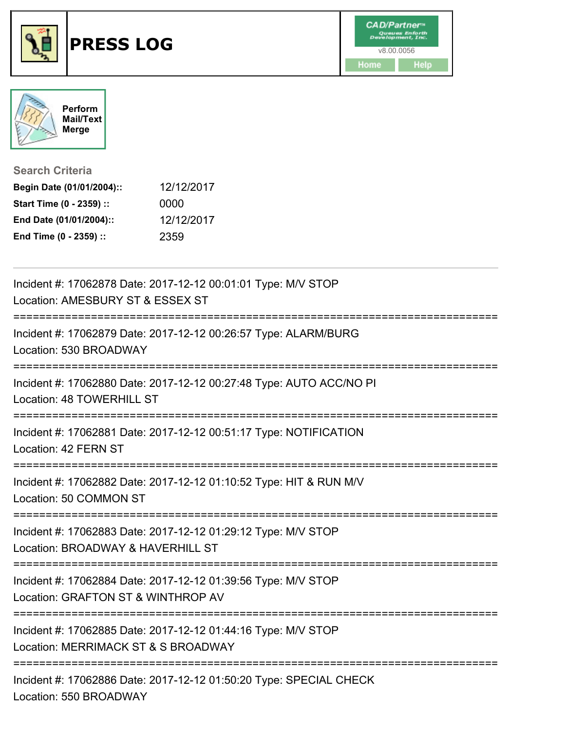# PRESS LOG

CAD/Partner™ Queues Enforth Development, Inc.
v8.00.0056

Home Help

Perform Mail/Text Merge

## Search Criteria

**Begin Date (01/01/2004)::** 12/12/2017
**Start Time (0 - 2359) ::** 0000
**End Date (01/01/2004)::** 12/12/2017
**End Time (0 - 2359) ::** 2359

---

Incident #: 17062878 Date: 2017-12-12 00:01:01 Type: M/V STOP
Location: AMESBURY ST & ESSEX ST

===========================================================================

Incident #: 17062879 Date: 2017-12-12 00:26:57 Type: ALARM/BURG
Location: 530 BROADWAY

===========================================================================

Incident #: 17062880 Date: 2017-12-12 00:27:48 Type: AUTO ACC/NO PI
Location: 48 TOWERHILL ST

===========================================================================

Incident #: 17062881 Date: 2017-12-12 00:51:17 Type: NOTIFICATION
Location: 42 FERN ST

===========================================================================

Incident #: 17062882 Date: 2017-12-12 01:10:52 Type: HIT & RUN M/V
Location: 50 COMMON ST

===========================================================================

Incident #: 17062883 Date: 2017-12-12 01:29:12 Type: M/V STOP
Location: BROADWAY & HAVERHILL ST

===========================================================================

Incident #: 17062884 Date: 2017-12-12 01:39:56 Type: M/V STOP
Location: GRAFTON ST & WINTHROP AV

===========================================================================

Incident #: 17062885 Date: 2017-12-12 01:44:16 Type: M/V STOP
Location: MERRIMACK ST & S BROADWAY

===========================================================================

Incident #: 17062886 Date: 2017-12-12 01:50:20 Type: SPECIAL CHECK
Location: 550 BROADWAY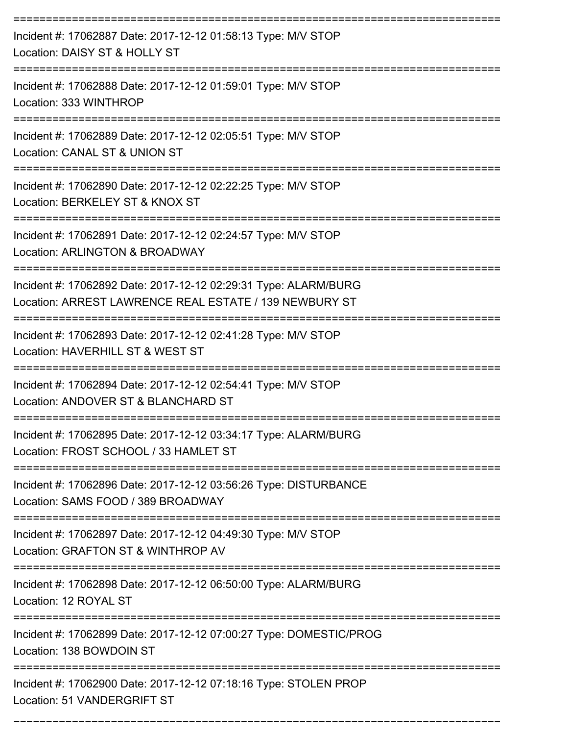Incident #: 17062887 Date: 2017-12-12 01:58:13 Type: M/V STOP
Location: DAISY ST & HOLLY ST

Incident #: 17062888 Date: 2017-12-12 01:59:01 Type: M/V STOP
Location: 333 WINTHROP

Incident #: 17062889 Date: 2017-12-12 02:05:51 Type: M/V STOP
Location: CANAL ST & UNION ST

Incident #: 17062890 Date: 2017-12-12 02:22:25 Type: M/V STOP
Location: BERKELEY ST & KNOX ST

Incident #: 17062891 Date: 2017-12-12 02:24:57 Type: M/V STOP
Location: ARLINGTON & BROADWAY

Incident #: 17062892 Date: 2017-12-12 02:29:31 Type: ALARM/BURG
Location: ARREST LAWRENCE REAL ESTATE / 139 NEWBURY ST

Incident #: 17062893 Date: 2017-12-12 02:41:28 Type: M/V STOP
Location: HAVERHILL ST & WEST ST

Incident #: 17062894 Date: 2017-12-12 02:54:41 Type: M/V STOP
Location: ANDOVER ST & BLANCHARD ST

Incident #: 17062895 Date: 2017-12-12 03:34:17 Type: ALARM/BURG
Location: FROST SCHOOL / 33 HAMLET ST

Incident #: 17062896 Date: 2017-12-12 03:56:26 Type: DISTURBANCE
Location: SAMS FOOD / 389 BROADWAY

Incident #: 17062897 Date: 2017-12-12 04:49:30 Type: M/V STOP
Location: GRAFTON ST & WINTHROP AV

Incident #: 17062898 Date: 2017-12-12 06:50:00 Type: ALARM/BURG
Location: 12 ROYAL ST

Incident #: 17062899 Date: 2017-12-12 07:00:27 Type: DOMESTIC/PROG
Location: 138 BOWDOIN ST

Incident #: 17062900 Date: 2017-12-12 07:18:16 Type: STOLEN PROP
Location: 51 VANDERGRIFT ST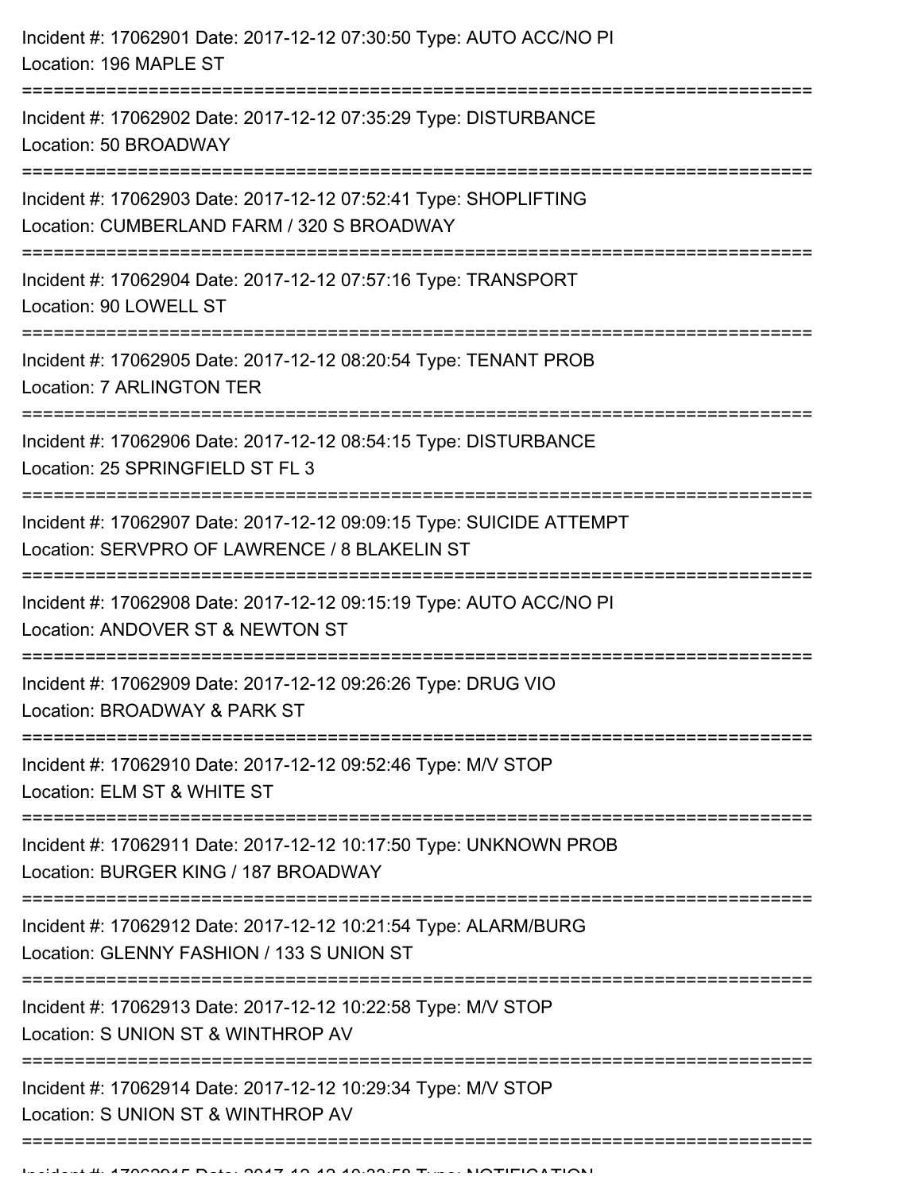Incident #: 17062901 Date: 2017-12-12 07:30:50 Type: AUTO ACC/NO PI
Location: 196 MAPLE ST

===========================================================================

Incident #: 17062902 Date: 2017-12-12 07:35:29 Type: DISTURBANCE
Location: 50 BROADWAY

===========================================================================

Incident #: 17062903 Date: 2017-12-12 07:52:41 Type: SHOPLIFTING
Location: CUMBERLAND FARM / 320 S BROADWAY

===========================================================================

Incident #: 17062904 Date: 2017-12-12 07:57:16 Type: TRANSPORT
Location: 90 LOWELL ST

===========================================================================

Incident #: 17062905 Date: 2017-12-12 08:20:54 Type: TENANT PROB
Location: 7 ARLINGTON TER

===========================================================================

Incident #: 17062906 Date: 2017-12-12 08:54:15 Type: DISTURBANCE
Location: 25 SPRINGFIELD ST FL 3

===========================================================================

Incident #: 17062907 Date: 2017-12-12 09:09:15 Type: SUICIDE ATTEMPT
Location: SERVPRO OF LAWRENCE / 8 BLAKELIN ST

===========================================================================

Incident #: 17062908 Date: 2017-12-12 09:15:19 Type: AUTO ACC/NO PI
Location: ANDOVER ST & NEWTON ST

===========================================================================

Incident #: 17062909 Date: 2017-12-12 09:26:26 Type: DRUG VIO
Location: BROADWAY & PARK ST

===========================================================================

Incident #: 17062910 Date: 2017-12-12 09:52:46 Type: M/V STOP
Location: ELM ST & WHITE ST

===========================================================================

Incident #: 17062911 Date: 2017-12-12 10:17:50 Type: UNKNOWN PROB
Location: BURGER KING / 187 BROADWAY

===========================================================================

Incident #: 17062912 Date: 2017-12-12 10:21:54 Type: ALARM/BURG
Location: GLENNY FASHION / 133 S UNION ST

===========================================================================

Incident #: 17062913 Date: 2017-12-12 10:22:58 Type: M/V STOP
Location: S UNION ST & WINTHROP AV

===========================================================================

Incident #: 17062914 Date: 2017-12-12 10:29:34 Type: M/V STOP
Location: S UNION ST & WINTHROP AV

===========================================================================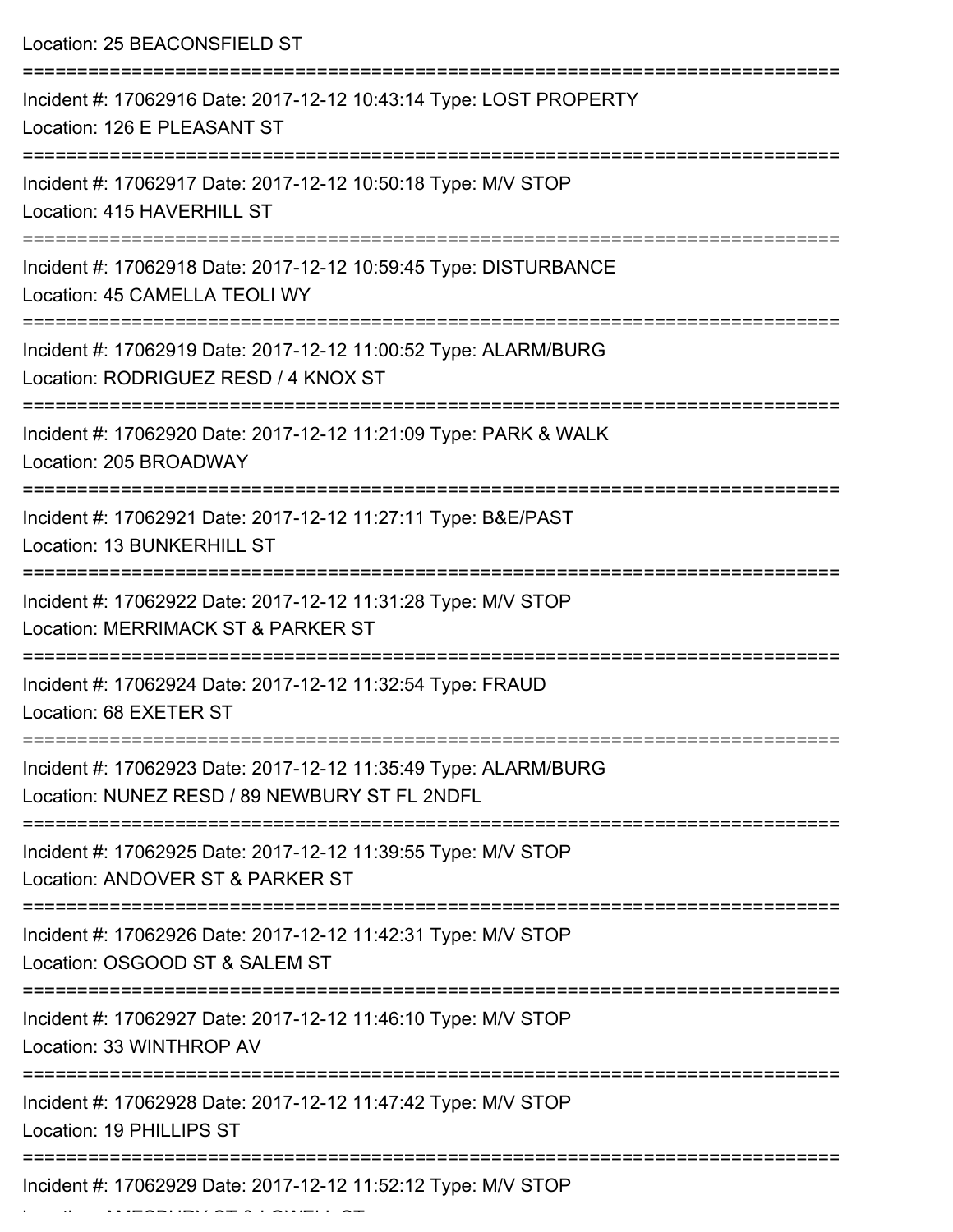Location: 25 BEACONSFIELD ST

===========================================================================

Incident #: 17062916 Date: 2017-12-12 10:43:14 Type: LOST PROPERTY
Location: 126 E PLEASANT ST

===========================================================================

Incident #: 17062917 Date: 2017-12-12 10:50:18 Type: M/V STOP
Location: 415 HAVERHILL ST

===========================================================================

Incident #: 17062918 Date: 2017-12-12 10:59:45 Type: DISTURBANCE
Location: 45 CAMELLA TEOLI WY

===========================================================================

Incident #: 17062919 Date: 2017-12-12 11:00:52 Type: ALARM/BURG
Location: RODRIGUEZ RESD / 4 KNOX ST

===========================================================================

Incident #: 17062920 Date: 2017-12-12 11:21:09 Type: PARK & WALK
Location: 205 BROADWAY

===========================================================================

Incident #: 17062921 Date: 2017-12-12 11:27:11 Type: B&E/PAST
Location: 13 BUNKERHILL ST

===========================================================================

Incident #: 17062922 Date: 2017-12-12 11:31:28 Type: M/V STOP
Location: MERRIMACK ST & PARKER ST

===========================================================================

Incident #: 17062924 Date: 2017-12-12 11:32:54 Type: FRAUD
Location: 68 EXETER ST

===========================================================================

Incident #: 17062923 Date: 2017-12-12 11:35:49 Type: ALARM/BURG
Location: NUNEZ RESD / 89 NEWBURY ST FL 2NDFL

===========================================================================

Incident #: 17062925 Date: 2017-12-12 11:39:55 Type: M/V STOP
Location: ANDOVER ST & PARKER ST

===========================================================================

Incident #: 17062926 Date: 2017-12-12 11:42:31 Type: M/V STOP
Location: OSGOOD ST & SALEM ST

===========================================================================

Incident #: 17062927 Date: 2017-12-12 11:46:10 Type: M/V STOP
Location: 33 WINTHROP AV

===========================================================================

Incident #: 17062928 Date: 2017-12-12 11:47:42 Type: M/V STOP
Location: 19 PHILLIPS ST

===========================================================================

Incident #: 17062929 Date: 2017-12-12 11:52:12 Type: M/V STOP
Location: AMESBURY ST & LOWELL ST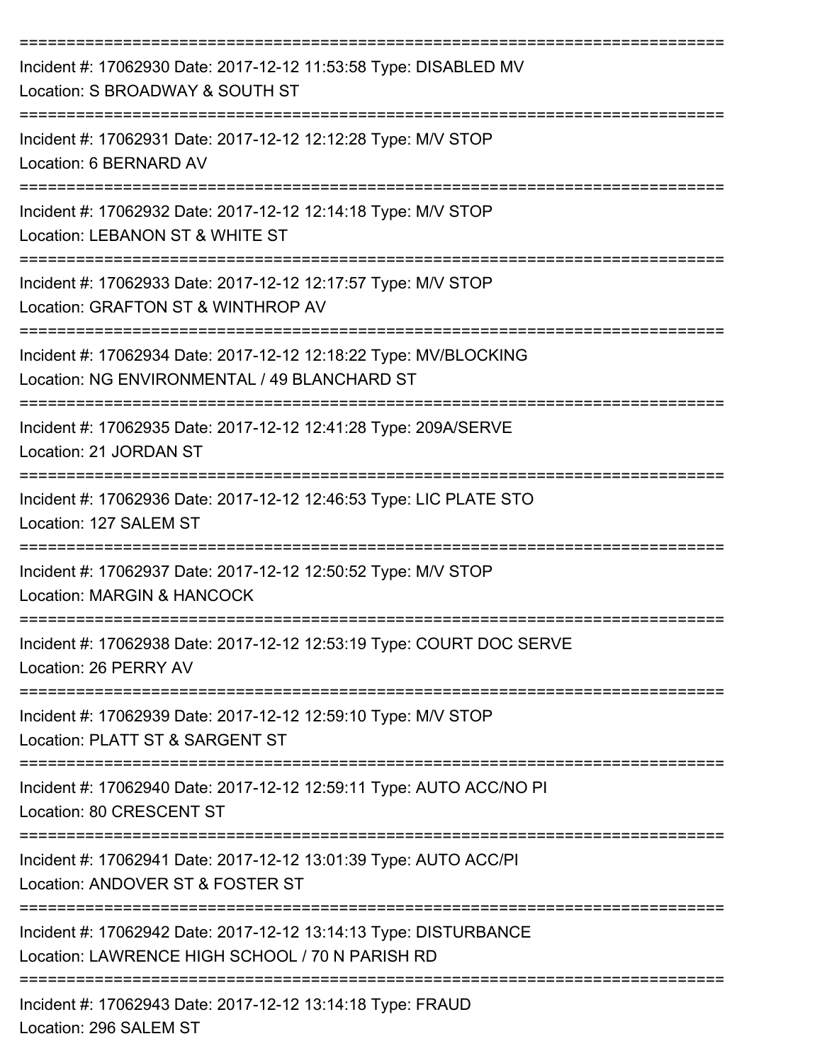===========================================================================

Incident #: 17062930 Date: 2017-12-12 11:53:58 Type: DISABLED MV
Location: S BROADWAY & SOUTH ST

===========================================================================

Incident #: 17062931 Date: 2017-12-12 12:12:28 Type: M/V STOP
Location: 6 BERNARD AV

===========================================================================

Incident #: 17062932 Date: 2017-12-12 12:14:18 Type: M/V STOP
Location: LEBANON ST & WHITE ST

===========================================================================

Incident #: 17062933 Date: 2017-12-12 12:17:57 Type: M/V STOP
Location: GRAFTON ST & WINTHROP AV

===========================================================================

Incident #: 17062934 Date: 2017-12-12 12:18:22 Type: MV/BLOCKING
Location: NG ENVIRONMENTAL / 49 BLANCHARD ST

===========================================================================

Incident #: 17062935 Date: 2017-12-12 12:41:28 Type: 209A/SERVE
Location: 21 JORDAN ST

===========================================================================

Incident #: 17062936 Date: 2017-12-12 12:46:53 Type: LIC PLATE STO
Location: 127 SALEM ST

===========================================================================

Incident #: 17062937 Date: 2017-12-12 12:50:52 Type: M/V STOP
Location: MARGIN & HANCOCK

===========================================================================

Incident #: 17062938 Date: 2017-12-12 12:53:19 Type: COURT DOC SERVE
Location: 26 PERRY AV

===========================================================================

Incident #: 17062939 Date: 2017-12-12 12:59:10 Type: M/V STOP
Location: PLATT ST & SARGENT ST

===========================================================================

Incident #: 17062940 Date: 2017-12-12 12:59:11 Type: AUTO ACC/NO PI
Location: 80 CRESCENT ST

===========================================================================

Incident #: 17062941 Date: 2017-12-12 13:01:39 Type: AUTO ACC/PI
Location: ANDOVER ST & FOSTER ST

===========================================================================

Incident #: 17062942 Date: 2017-12-12 13:14:13 Type: DISTURBANCE
Location: LAWRENCE HIGH SCHOOL / 70 N PARISH RD

===========================================================================

Incident #: 17062943 Date: 2017-12-12 13:14:18 Type: FRAUD
Location: 296 SALEM ST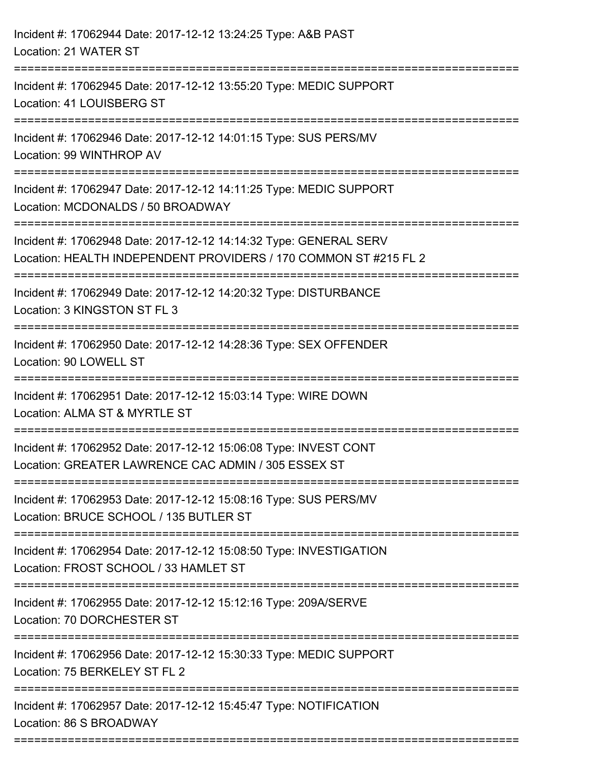Incident #: 17062944 Date: 2017-12-12 13:24:25 Type: A&B PAST
Location: 21 WATER ST

===========================================================================

Incident #: 17062945 Date: 2017-12-12 13:55:20 Type: MEDIC SUPPORT
Location: 41 LOUISBERG ST

===========================================================================

Incident #: 17062946 Date: 2017-12-12 14:01:15 Type: SUS PERS/MV
Location: 99 WINTHROP AV

===========================================================================

Incident #: 17062947 Date: 2017-12-12 14:11:25 Type: MEDIC SUPPORT
Location: MCDONALDS / 50 BROADWAY

===========================================================================

Incident #: 17062948 Date: 2017-12-12 14:14:32 Type: GENERAL SERV
Location: HEALTH INDEPENDENT PROVIDERS / 170 COMMON ST #215 FL 2

===========================================================================

Incident #: 17062949 Date: 2017-12-12 14:20:32 Type: DISTURBANCE
Location: 3 KINGSTON ST FL 3

===========================================================================

Incident #: 17062950 Date: 2017-12-12 14:28:36 Type: SEX OFFENDER
Location: 90 LOWELL ST

===========================================================================

Incident #: 17062951 Date: 2017-12-12 15:03:14 Type: WIRE DOWN
Location: ALMA ST & MYRTLE ST

===========================================================================

Incident #: 17062952 Date: 2017-12-12 15:06:08 Type: INVEST CONT
Location: GREATER LAWRENCE CAC ADMIN / 305 ESSEX ST

===========================================================================

Incident #: 17062953 Date: 2017-12-12 15:08:16 Type: SUS PERS/MV
Location: BRUCE SCHOOL / 135 BUTLER ST

===========================================================================

Incident #: 17062954 Date: 2017-12-12 15:08:50 Type: INVESTIGATION
Location: FROST SCHOOL / 33 HAMLET ST

===========================================================================

Incident #: 17062955 Date: 2017-12-12 15:12:16 Type: 209A/SERVE
Location: 70 DORCHESTER ST

===========================================================================

Incident #: 17062956 Date: 2017-12-12 15:30:33 Type: MEDIC SUPPORT
Location: 75 BERKELEY ST FL 2

===========================================================================

Incident #: 17062957 Date: 2017-12-12 15:45:47 Type: NOTIFICATION
Location: 86 S BROADWAY

===========================================================================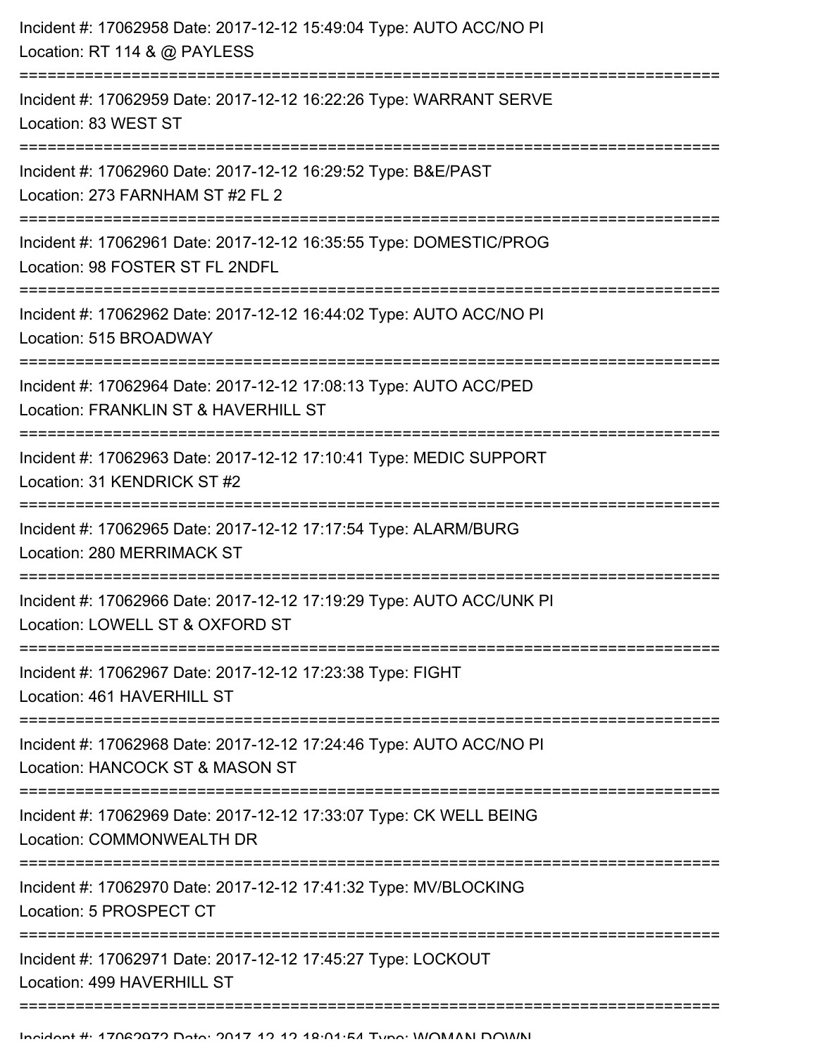Incident #: 17062958 Date: 2017-12-12 15:49:04 Type: AUTO ACC/NO PI
Location: RT 114 & @ PAYLESS

===========================================================================

Incident #: 17062959 Date: 2017-12-12 16:22:26 Type: WARRANT SERVE
Location: 83 WEST ST

===========================================================================

Incident #: 17062960 Date: 2017-12-12 16:29:52 Type: B&E/PAST
Location: 273 FARNHAM ST #2 FL 2

===========================================================================

Incident #: 17062961 Date: 2017-12-12 16:35:55 Type: DOMESTIC/PROG
Location: 98 FOSTER ST FL 2NDFL

===========================================================================

Incident #: 17062962 Date: 2017-12-12 16:44:02 Type: AUTO ACC/NO PI
Location: 515 BROADWAY

===========================================================================

Incident #: 17062964 Date: 2017-12-12 17:08:13 Type: AUTO ACC/PED
Location: FRANKLIN ST & HAVERHILL ST

===========================================================================

Incident #: 17062963 Date: 2017-12-12 17:10:41 Type: MEDIC SUPPORT
Location: 31 KENDRICK ST #2

===========================================================================

Incident #: 17062965 Date: 2017-12-12 17:17:54 Type: ALARM/BURG
Location: 280 MERRIMACK ST

===========================================================================

Incident #: 17062966 Date: 2017-12-12 17:19:29 Type: AUTO ACC/UNK PI
Location: LOWELL ST & OXFORD ST

===========================================================================

Incident #: 17062967 Date: 2017-12-12 17:23:38 Type: FIGHT
Location: 461 HAVERHILL ST

===========================================================================

Incident #: 17062968 Date: 2017-12-12 17:24:46 Type: AUTO ACC/NO PI
Location: HANCOCK ST & MASON ST

===========================================================================

Incident #: 17062969 Date: 2017-12-12 17:33:07 Type: CK WELL BEING
Location: COMMONWEALTH DR

===========================================================================

Incident #: 17062970 Date: 2017-12-12 17:41:32 Type: MV/BLOCKING
Location: 5 PROSPECT CT

===========================================================================

Incident #: 17062971 Date: 2017-12-12 17:45:27 Type: LOCKOUT
Location: 499 HAVERHILL ST

===========================================================================

Incident #: 17062972 Date: 2017-12-12 18:01:54 Type: WOMAN DOWN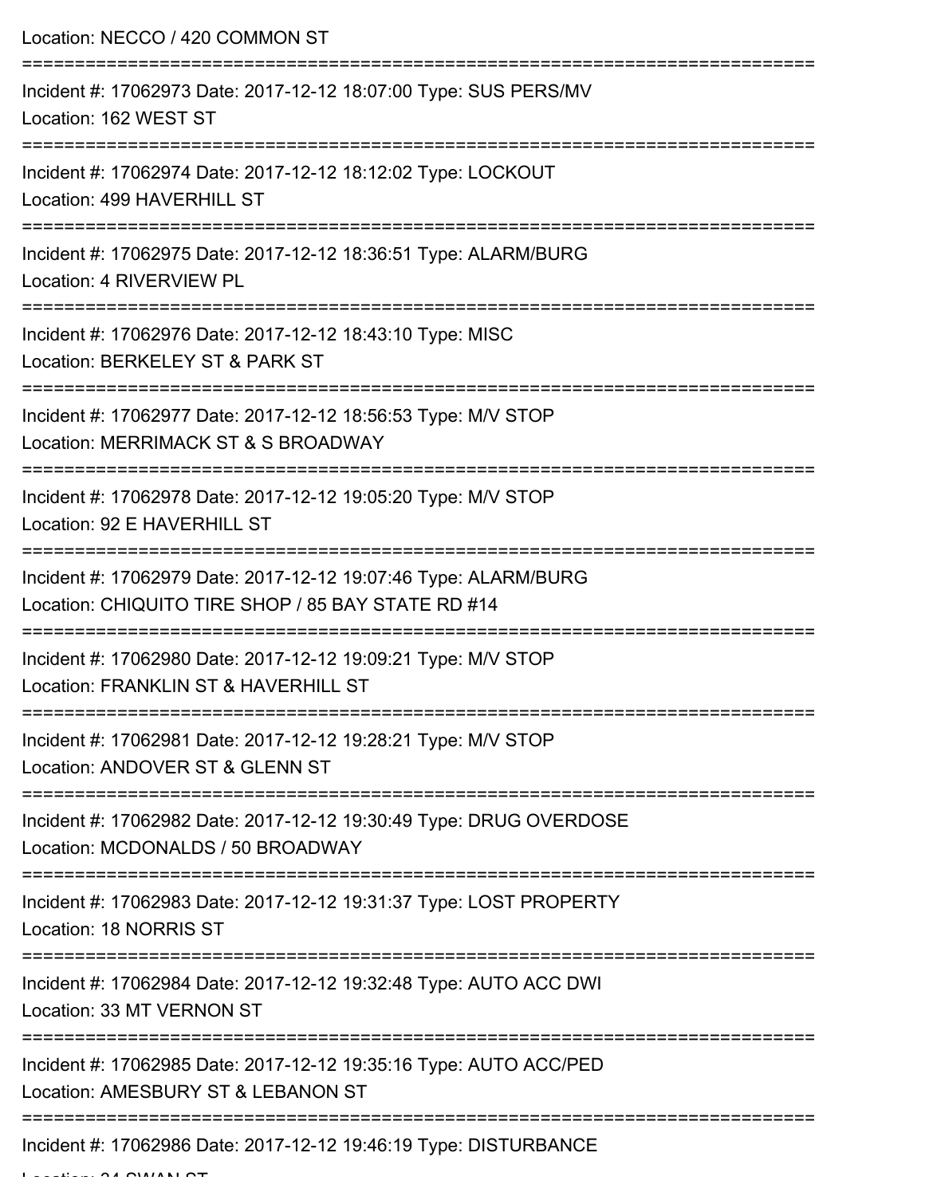Location: NECCO / 420 COMMON ST

===========================================================================

Incident #: 17062973 Date: 2017-12-12 18:07:00 Type: SUS PERS/MV

Location: 162 WEST ST

===========================================================================

Incident #: 17062974 Date: 2017-12-12 18:12:02 Type: LOCKOUT

Location: 499 HAVERHILL ST

===========================================================================

Incident #: 17062975 Date: 2017-12-12 18:36:51 Type: ALARM/BURG

Location: 4 RIVERVIEW PL

===========================================================================

Incident #: 17062976 Date: 2017-12-12 18:43:10 Type: MISC

Location: BERKELEY ST & PARK ST

===========================================================================

Incident #: 17062977 Date: 2017-12-12 18:56:53 Type: M/V STOP

Location: MERRIMACK ST & S BROADWAY

===========================================================================

Incident #: 17062978 Date: 2017-12-12 19:05:20 Type: M/V STOP

Location: 92 E HAVERHILL ST

===========================================================================

Incident #: 17062979 Date: 2017-12-12 19:07:46 Type: ALARM/BURG

Location: CHIQUITO TIRE SHOP / 85 BAY STATE RD #14

===========================================================================

Incident #: 17062980 Date: 2017-12-12 19:09:21 Type: M/V STOP

Location: FRANKLIN ST & HAVERHILL ST

===========================================================================

Incident #: 17062981 Date: 2017-12-12 19:28:21 Type: M/V STOP

Location: ANDOVER ST & GLENN ST

===========================================================================

Incident #: 17062982 Date: 2017-12-12 19:30:49 Type: DRUG OVERDOSE

Location: MCDONALDS / 50 BROADWAY

===========================================================================

Incident #: 17062983 Date: 2017-12-12 19:31:37 Type: LOST PROPERTY

Location: 18 NORRIS ST

===========================================================================

Incident #: 17062984 Date: 2017-12-12 19:32:48 Type: AUTO ACC DWI

Location: 33 MT VERNON ST

===========================================================================

Incident #: 17062985 Date: 2017-12-12 19:35:16 Type: AUTO ACC/PED

Location: AMESBURY ST & LEBANON ST

===========================================================================

Incident #: 17062986 Date: 2017-12-12 19:46:19 Type: DISTURBANCE

Location: 24 SWAN ST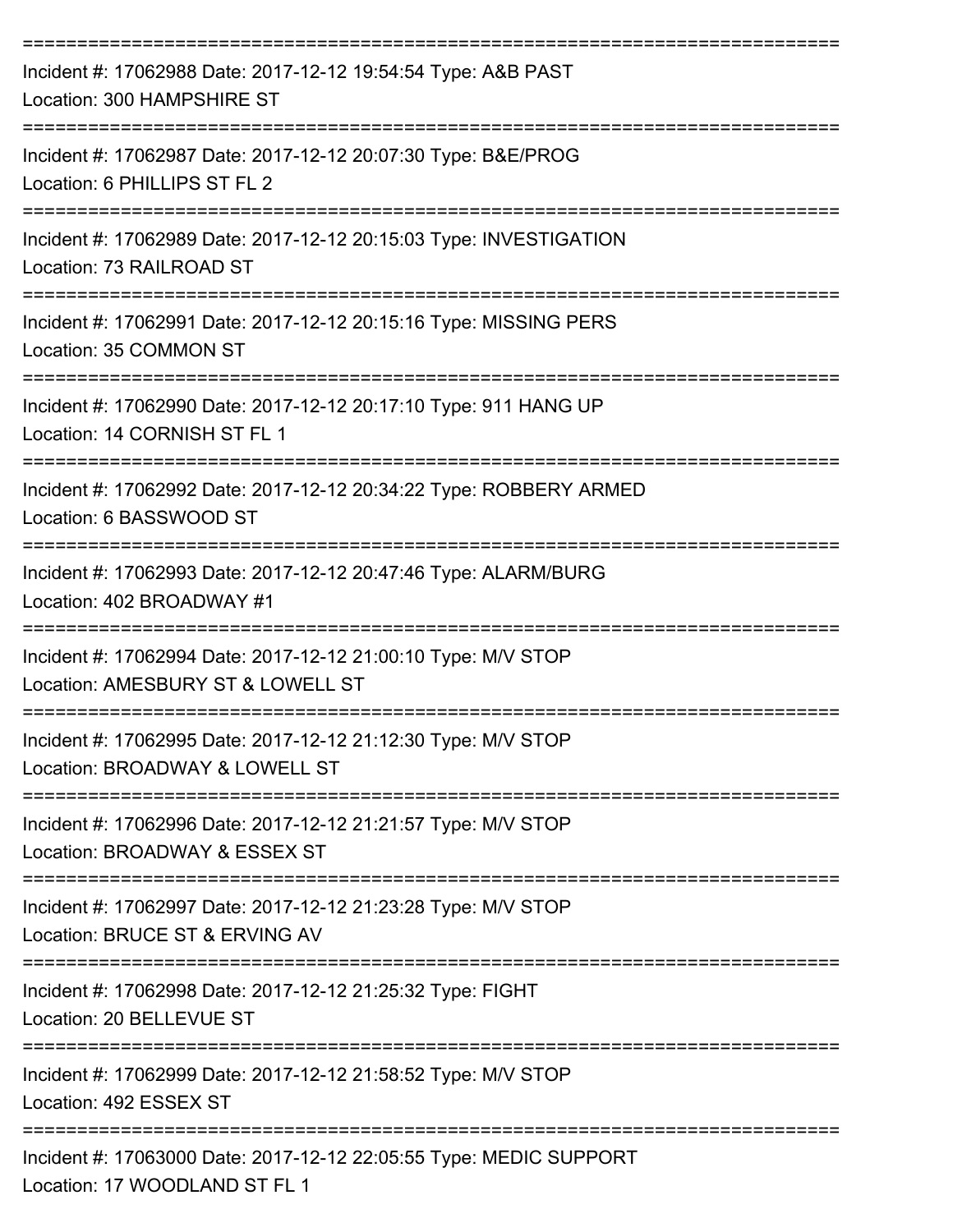===========================================================================
Incident #: 17062988 Date: 2017-12-12 19:54:54 Type: A&B PAST
Location: 300 HAMPSHIRE ST
===========================================================================
Incident #: 17062987 Date: 2017-12-12 20:07:30 Type: B&E/PROG
Location: 6 PHILLIPS ST FL 2
===========================================================================
Incident #: 17062989 Date: 2017-12-12 20:15:03 Type: INVESTIGATION
Location: 73 RAILROAD ST
===========================================================================
Incident #: 17062991 Date: 2017-12-12 20:15:16 Type: MISSING PERS
Location: 35 COMMON ST
===========================================================================
Incident #: 17062990 Date: 2017-12-12 20:17:10 Type: 911 HANG UP
Location: 14 CORNISH ST FL 1
===========================================================================
Incident #: 17062992 Date: 2017-12-12 20:34:22 Type: ROBBERY ARMED
Location: 6 BASSWOOD ST
===========================================================================
Incident #: 17062993 Date: 2017-12-12 20:47:46 Type: ALARM/BURG
Location: 402 BROADWAY #1
===========================================================================
Incident #: 17062994 Date: 2017-12-12 21:00:10 Type: M/V STOP
Location: AMESBURY ST & LOWELL ST
===========================================================================
Incident #: 17062995 Date: 2017-12-12 21:12:30 Type: M/V STOP
Location: BROADWAY & LOWELL ST
===========================================================================
Incident #: 17062996 Date: 2017-12-12 21:21:57 Type: M/V STOP
Location: BROADWAY & ESSEX ST
===========================================================================
Incident #: 17062997 Date: 2017-12-12 21:23:28 Type: M/V STOP
Location: BRUCE ST & ERVING AV
===========================================================================
Incident #: 17062998 Date: 2017-12-12 21:25:32 Type: FIGHT
Location: 20 BELLEVUE ST
===========================================================================
Incident #: 17062999 Date: 2017-12-12 21:58:52 Type: M/V STOP
Location: 492 ESSEX ST
===========================================================================
Incident #: 17063000 Date: 2017-12-12 22:05:55 Type: MEDIC SUPPORT
Location: 17 WOODLAND ST FL 1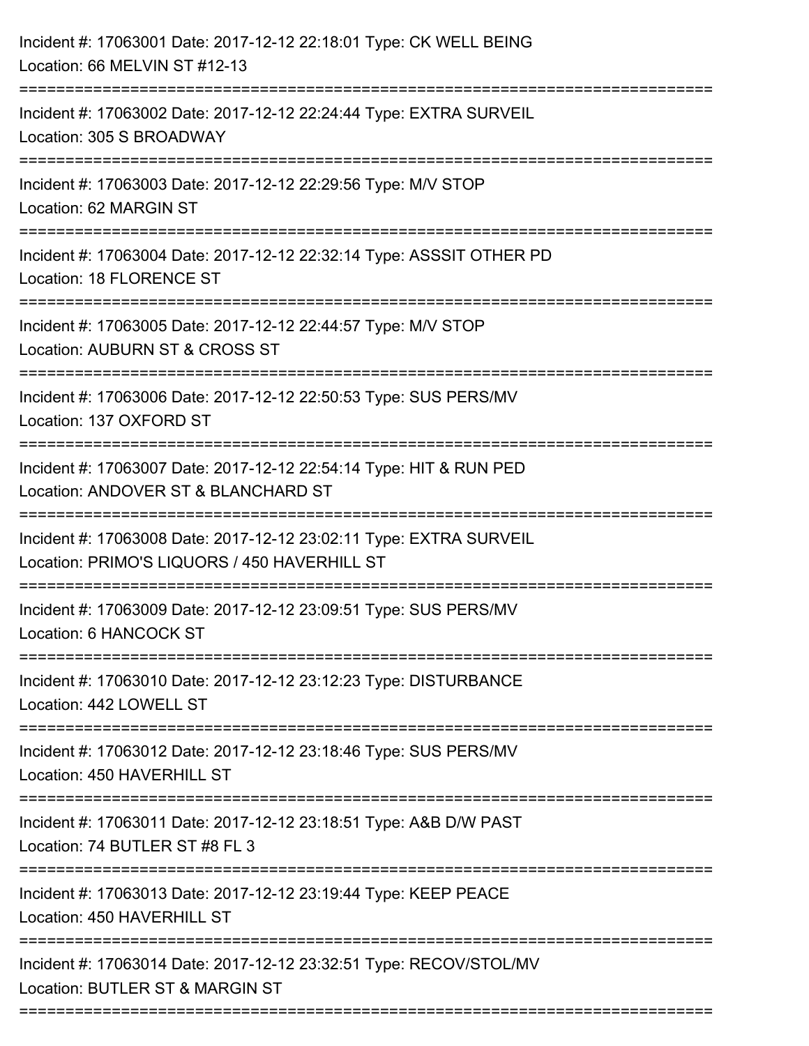Incident #: 17063001 Date: 2017-12-12 22:18:01 Type: CK WELL BEING
Location: 66 MELVIN ST #12-13

===========================================================================

Incident #: 17063002 Date: 2017-12-12 22:24:44 Type: EXTRA SURVEIL
Location: 305 S BROADWAY

===========================================================================

Incident #: 17063003 Date: 2017-12-12 22:29:56 Type: M/V STOP
Location: 62 MARGIN ST

===========================================================================

Incident #: 17063004 Date: 2017-12-12 22:32:14 Type: ASSSIT OTHER PD
Location: 18 FLORENCE ST

===========================================================================

Incident #: 17063005 Date: 2017-12-12 22:44:57 Type: M/V STOP
Location: AUBURN ST & CROSS ST

===========================================================================

Incident #: 17063006 Date: 2017-12-12 22:50:53 Type: SUS PERS/MV
Location: 137 OXFORD ST

===========================================================================

Incident #: 17063007 Date: 2017-12-12 22:54:14 Type: HIT & RUN PED
Location: ANDOVER ST & BLANCHARD ST

===========================================================================

Incident #: 17063008 Date: 2017-12-12 23:02:11 Type: EXTRA SURVEIL
Location: PRIMO'S LIQUORS / 450 HAVERHILL ST

===========================================================================

Incident #: 17063009 Date: 2017-12-12 23:09:51 Type: SUS PERS/MV
Location: 6 HANCOCK ST

===========================================================================

Incident #: 17063010 Date: 2017-12-12 23:12:23 Type: DISTURBANCE
Location: 442 LOWELL ST

===========================================================================

Incident #: 17063012 Date: 2017-12-12 23:18:46 Type: SUS PERS/MV
Location: 450 HAVERHILL ST

===========================================================================

Incident #: 17063011 Date: 2017-12-12 23:18:51 Type: A&B D/W PAST
Location: 74 BUTLER ST #8 FL 3

===========================================================================

Incident #: 17063013 Date: 2017-12-12 23:19:44 Type: KEEP PEACE
Location: 450 HAVERHILL ST

===========================================================================

Incident #: 17063014 Date: 2017-12-12 23:32:51 Type: RECOV/STOL/MV
Location: BUTLER ST & MARGIN ST

===========================================================================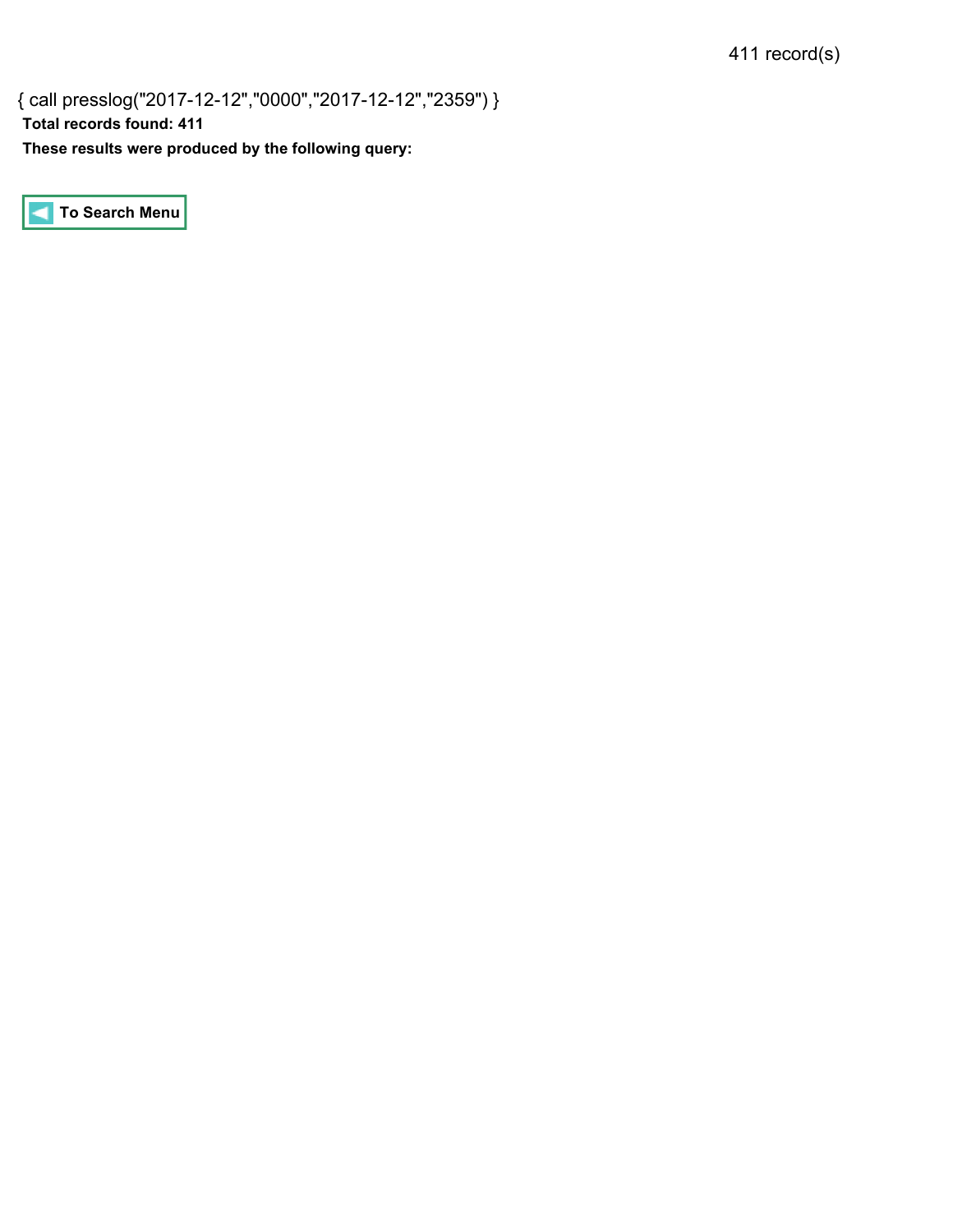411 record(s)

```
{ call presslog("2017-12-12","0000","2017-12-12","2359") }
```

**Total records found: 411**

**These results were produced by the following query:**

**To Search Menu**